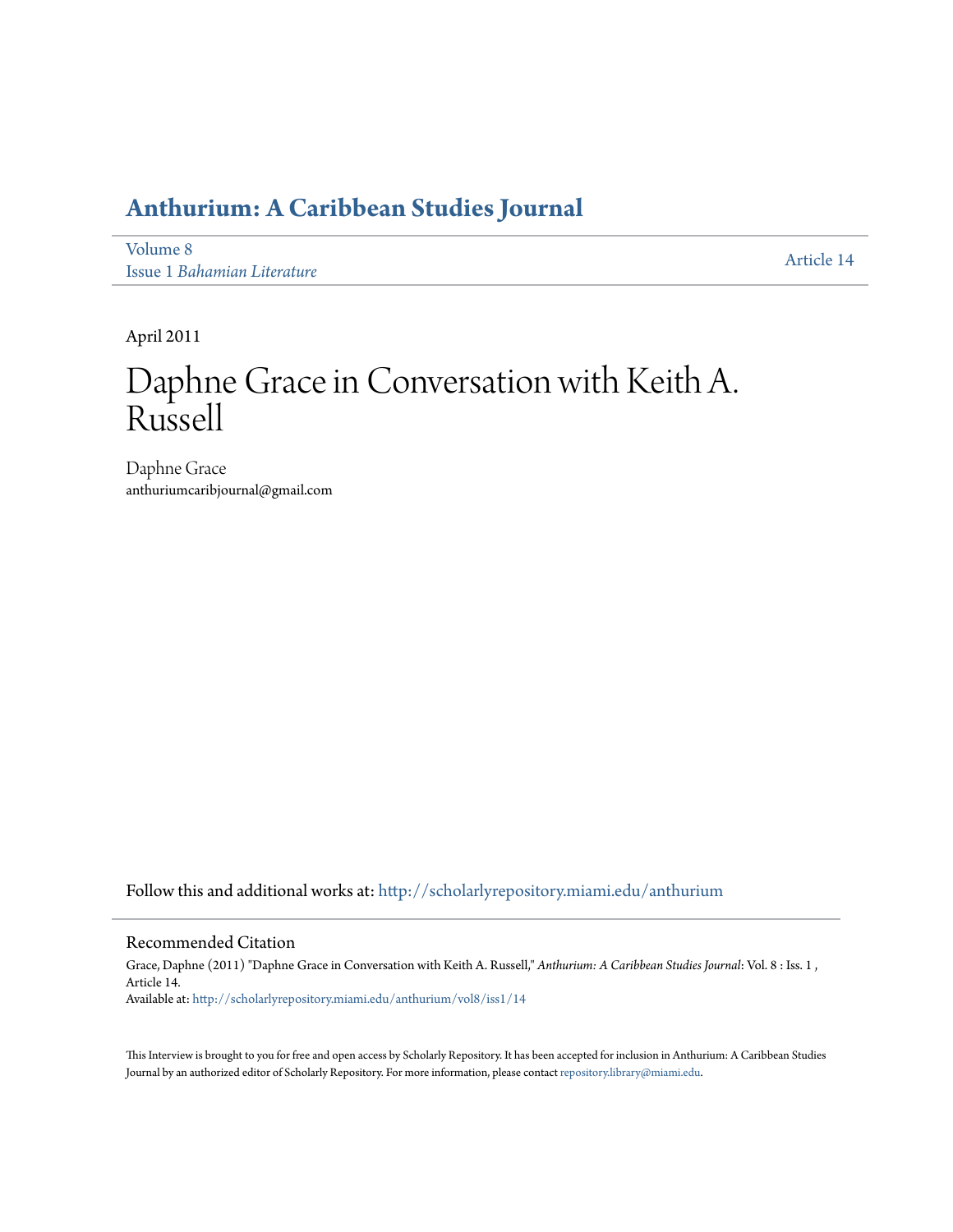# Anthurium: A Caribbean Studies Journal

Volume 8
Issue 1 *Bahamian Literature*

Article 14

April 2011

# Daphne Grace in Conversation with Keith A. Russell

Daphne Grace
anthuriumcaribjournal@gmail.com

Follow this and additional works at: http://scholarlyrepository.miami.edu/anthurium

## Recommended Citation

Grace, Daphne (2011) "Daphne Grace in Conversation with Keith A. Russell," *Anthurium: A Caribbean Studies Journal*: Vol. 8 : Iss. 1 , Article 14.
Available at: http://scholarlyrepository.miami.edu/anthurium/vol8/iss1/14

This Interview is brought to you for free and open access by Scholarly Repository. It has been accepted for inclusion in Anthurium: A Caribbean Studies Journal by an authorized editor of Scholarly Repository. For more information, please contact repository.library@miami.edu.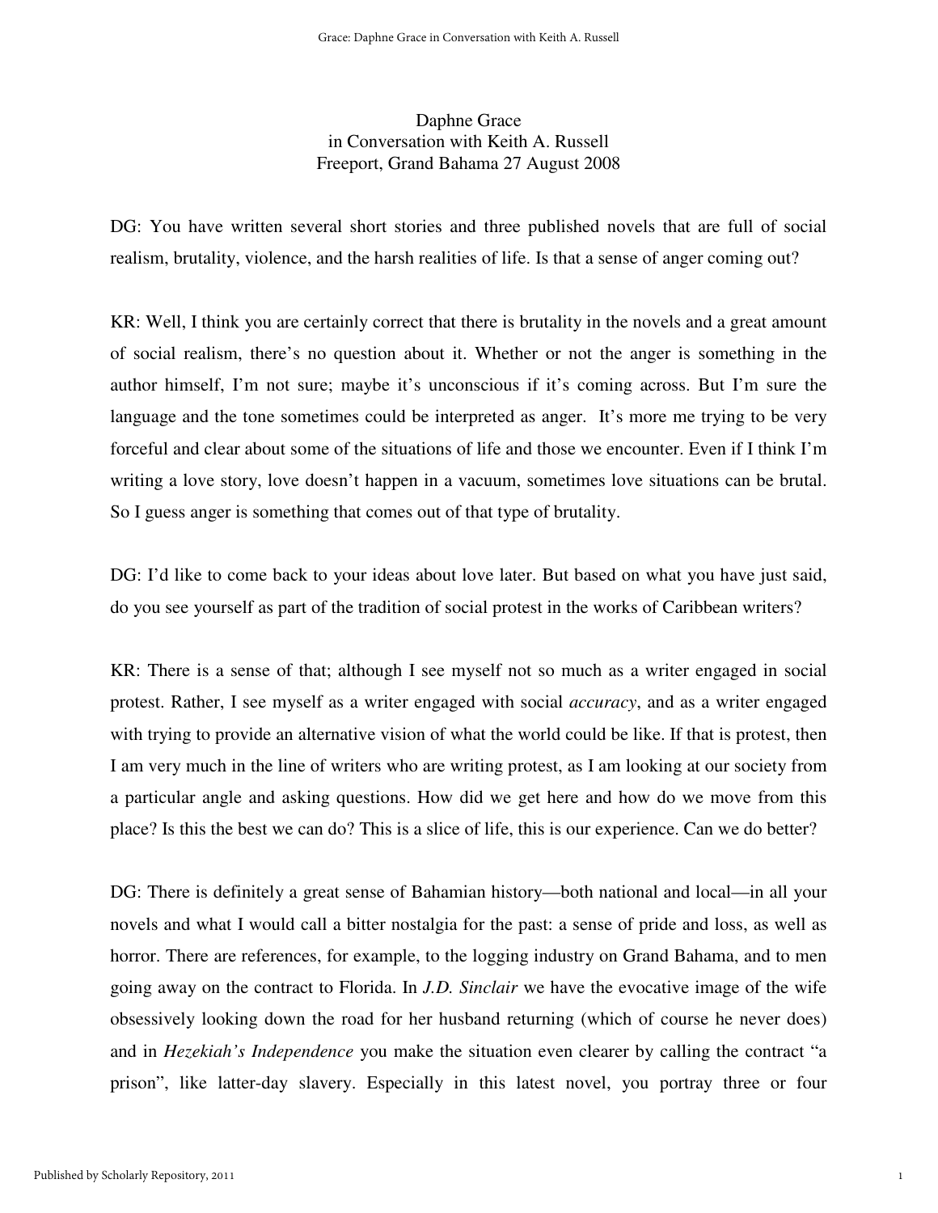Daphne Grace
in Conversation with Keith A. Russell
Freeport, Grand Bahama 27 August 2008

DG: You have written several short stories and three published novels that are full of social realism, brutality, violence, and the harsh realities of life. Is that a sense of anger coming out?

KR: Well, I think you are certainly correct that there is brutality in the novels and a great amount of social realism, there's no question about it. Whether or not the anger is something in the author himself, I'm not sure; maybe it's unconscious if it's coming across. But I'm sure the language and the tone sometimes could be interpreted as anger. It's more me trying to be very forceful and clear about some of the situations of life and those we encounter. Even if I think I'm writing a love story, love doesn't happen in a vacuum, sometimes love situations can be brutal. So I guess anger is something that comes out of that type of brutality.

DG: I'd like to come back to your ideas about love later. But based on what you have just said, do you see yourself as part of the tradition of social protest in the works of Caribbean writers?

KR: There is a sense of that; although I see myself not so much as a writer engaged in social protest. Rather, I see myself as a writer engaged with social *accuracy*, and as a writer engaged with trying to provide an alternative vision of what the world could be like. If that is protest, then I am very much in the line of writers who are writing protest, as I am looking at our society from a particular angle and asking questions. How did we get here and how do we move from this place? Is this the best we can do? This is a slice of life, this is our experience. Can we do better?

DG: There is definitely a great sense of Bahamian history—both national and local—in all your novels and what I would call a bitter nostalgia for the past: a sense of pride and loss, as well as horror. There are references, for example, to the logging industry on Grand Bahama, and to men going away on the contract to Florida. In *J.D. Sinclair* we have the evocative image of the wife obsessively looking down the road for her husband returning (which of course he never does) and in *Hezekiah's Independence* you make the situation even clearer by calling the contract "a prison", like latter-day slavery. Especially in this latest novel, you portray three or four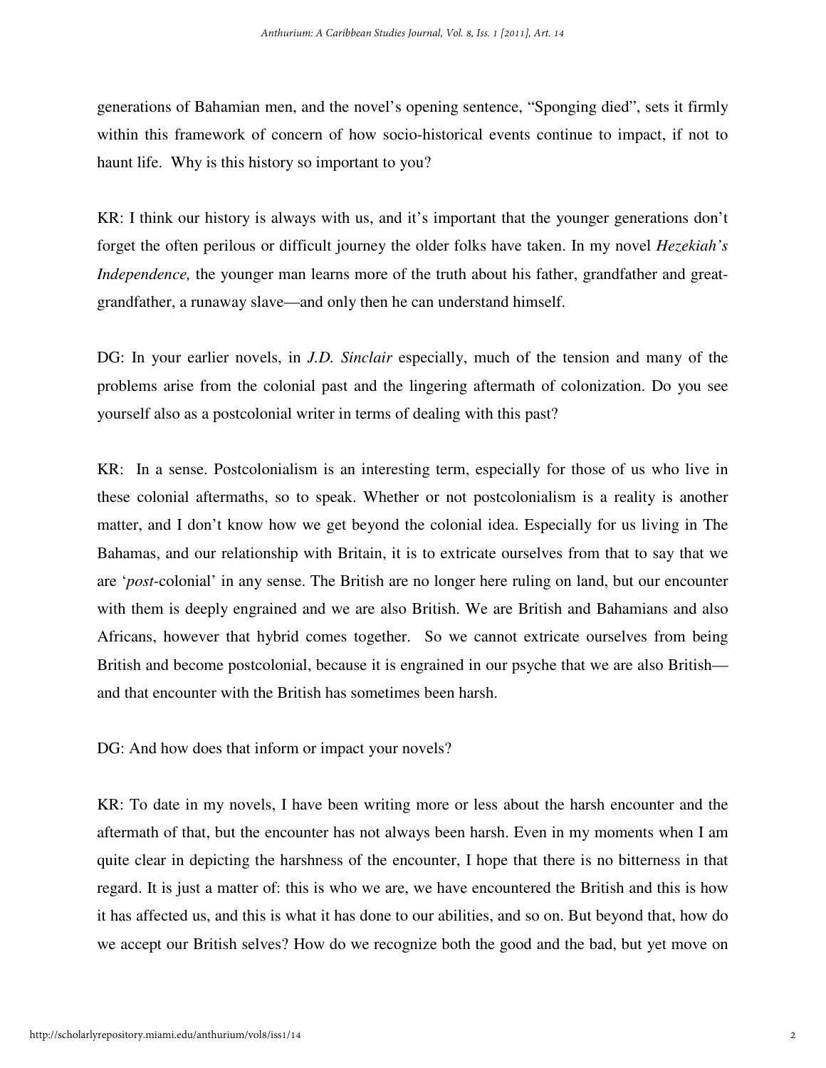generations of Bahamian men, and the novel's opening sentence, "Sponging died", sets it firmly within this framework of concern of how socio-historical events continue to impact, if not to haunt life. Why is this history so important to you?

KR: I think our history is always with us, and it's important that the younger generations don't forget the often perilous or difficult journey the older folks have taken. In my novel *Hezekiah's Independence,* the younger man learns more of the truth about his father, grandfather and great-grandfather, a runaway slave—and only then he can understand himself.

DG: In your earlier novels, in *J.D. Sinclair* especially, much of the tension and many of the problems arise from the colonial past and the lingering aftermath of colonization. Do you see yourself also as a postcolonial writer in terms of dealing with this past?

KR: In a sense. Postcolonialism is an interesting term, especially for those of us who live in these colonial aftermaths, so to speak. Whether or not postcolonialism is a reality is another matter, and I don't know how we get beyond the colonial idea. Especially for us living in The Bahamas, and our relationship with Britain, it is to extricate ourselves from that to say that we are '*post*-colonial' in any sense. The British are no longer here ruling on land, but our encounter with them is deeply engrained and we are also British. We are British and Bahamians and also Africans, however that hybrid comes together. So we cannot extricate ourselves from being British and become postcolonial, because it is engrained in our psyche that we are also British—and that encounter with the British has sometimes been harsh.

DG: And how does that inform or impact your novels?

KR: To date in my novels, I have been writing more or less about the harsh encounter and the aftermath of that, but the encounter has not always been harsh. Even in my moments when I am quite clear in depicting the harshness of the encounter, I hope that there is no bitterness in that regard. It is just a matter of: this is who we are, we have encountered the British and this is how it has affected us, and this is what it has done to our abilities, and so on. But beyond that, how do we accept our British selves? How do we recognize both the good and the bad, but yet move on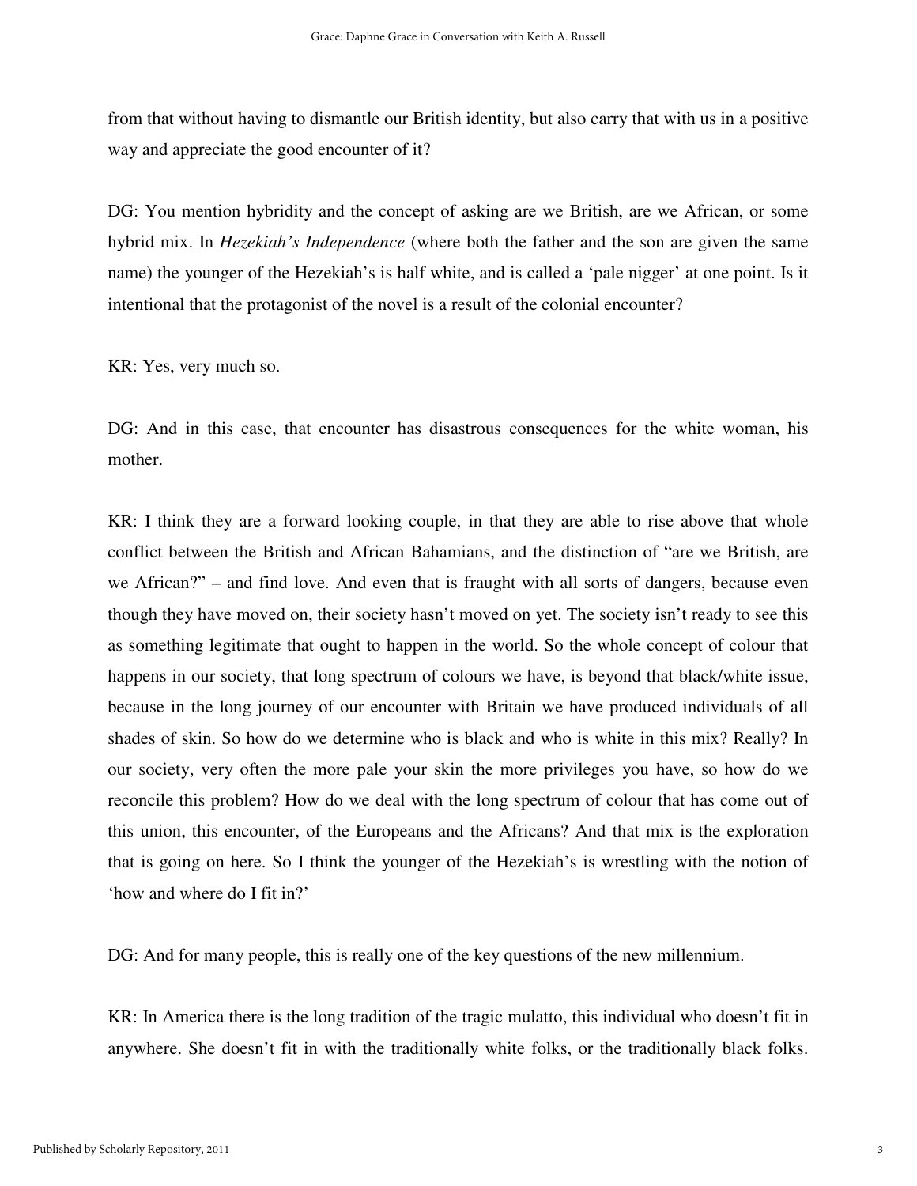from that without having to dismantle our British identity, but also carry that with us in a positive way and appreciate the good encounter of it?

DG: You mention hybridity and the concept of asking are we British, are we African, or some hybrid mix. In *Hezekiah's Independence* (where both the father and the son are given the same name) the younger of the Hezekiah's is half white, and is called a 'pale nigger' at one point. Is it intentional that the protagonist of the novel is a result of the colonial encounter?

KR: Yes, very much so.

DG: And in this case, that encounter has disastrous consequences for the white woman, his mother.

KR: I think they are a forward looking couple, in that they are able to rise above that whole conflict between the British and African Bahamians, and the distinction of "are we British, are we African?" – and find love. And even that is fraught with all sorts of dangers, because even though they have moved on, their society hasn't moved on yet. The society isn't ready to see this as something legitimate that ought to happen in the world. So the whole concept of colour that happens in our society, that long spectrum of colours we have, is beyond that black/white issue, because in the long journey of our encounter with Britain we have produced individuals of all shades of skin. So how do we determine who is black and who is white in this mix? Really? In our society, very often the more pale your skin the more privileges you have, so how do we reconcile this problem? How do we deal with the long spectrum of colour that has come out of this union, this encounter, of the Europeans and the Africans? And that mix is the exploration that is going on here. So I think the younger of the Hezekiah's is wrestling with the notion of 'how and where do I fit in?'

DG: And for many people, this is really one of the key questions of the new millennium.

KR: In America there is the long tradition of the tragic mulatto, this individual who doesn't fit in anywhere. She doesn't fit in with the traditionally white folks, or the traditionally black folks.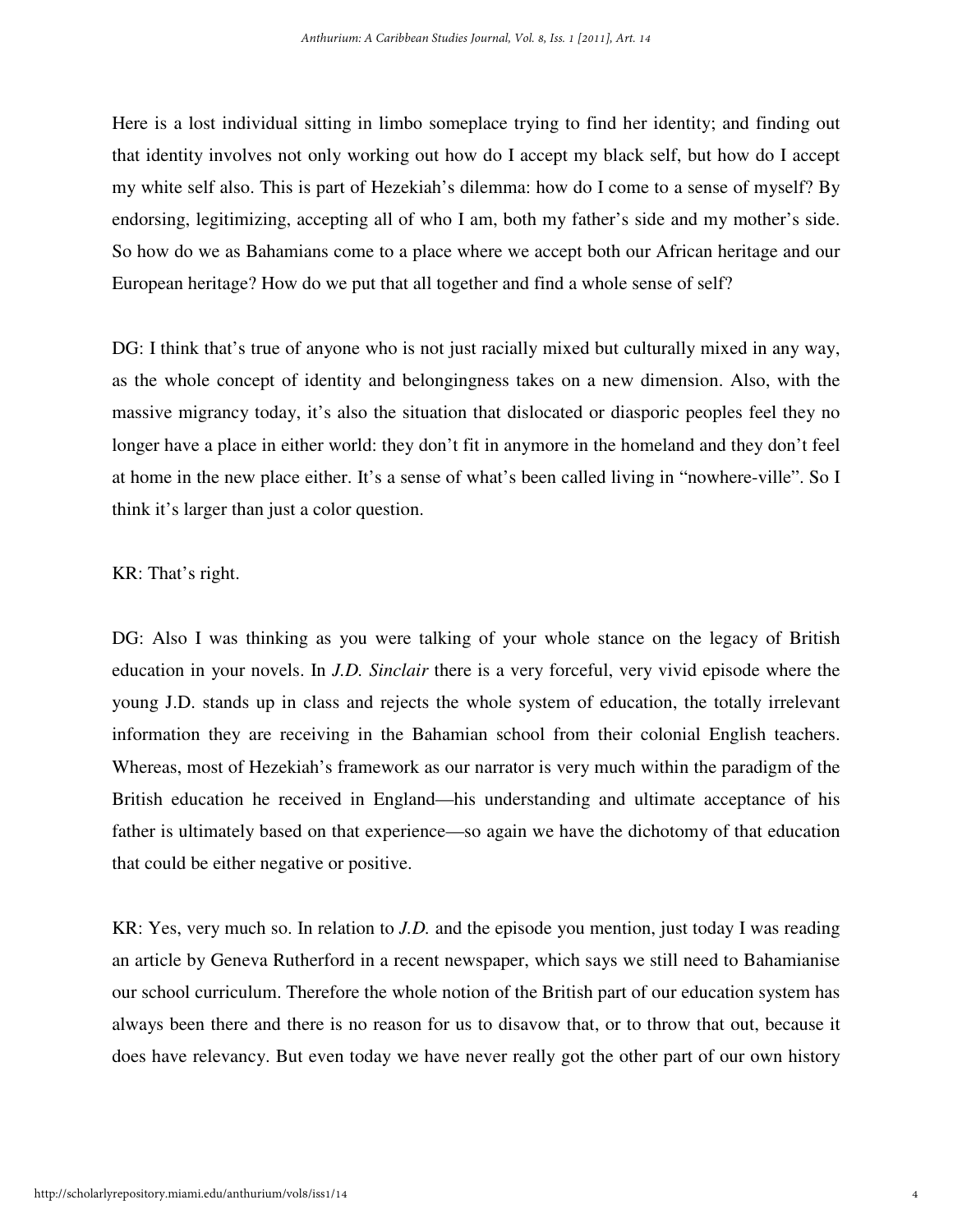Here is a lost individual sitting in limbo someplace trying to find her identity; and finding out that identity involves not only working out how do I accept my black self, but how do I accept my white self also. This is part of Hezekiah's dilemma: how do I come to a sense of myself? By endorsing, legitimizing, accepting all of who I am, both my father's side and my mother's side. So how do we as Bahamians come to a place where we accept both our African heritage and our European heritage? How do we put that all together and find a whole sense of self?

DG: I think that's true of anyone who is not just racially mixed but culturally mixed in any way, as the whole concept of identity and belongingness takes on a new dimension. Also, with the massive migrancy today, it's also the situation that dislocated or diasporic peoples feel they no longer have a place in either world: they don't fit in anymore in the homeland and they don't feel at home in the new place either. It's a sense of what's been called living in "nowhere-ville". So I think it's larger than just a color question.

KR: That's right.

DG: Also I was thinking as you were talking of your whole stance on the legacy of British education in your novels. In *J.D. Sinclair* there is a very forceful, very vivid episode where the young J.D. stands up in class and rejects the whole system of education, the totally irrelevant information they are receiving in the Bahamian school from their colonial English teachers. Whereas, most of Hezekiah's framework as our narrator is very much within the paradigm of the British education he received in England—his understanding and ultimate acceptance of his father is ultimately based on that experience—so again we have the dichotomy of that education that could be either negative or positive.

KR: Yes, very much so. In relation to *J.D.* and the episode you mention, just today I was reading an article by Geneva Rutherford in a recent newspaper, which says we still need to Bahamianise our school curriculum. Therefore the whole notion of the British part of our education system has always been there and there is no reason for us to disavow that, or to throw that out, because it does have relevancy. But even today we have never really got the other part of our own history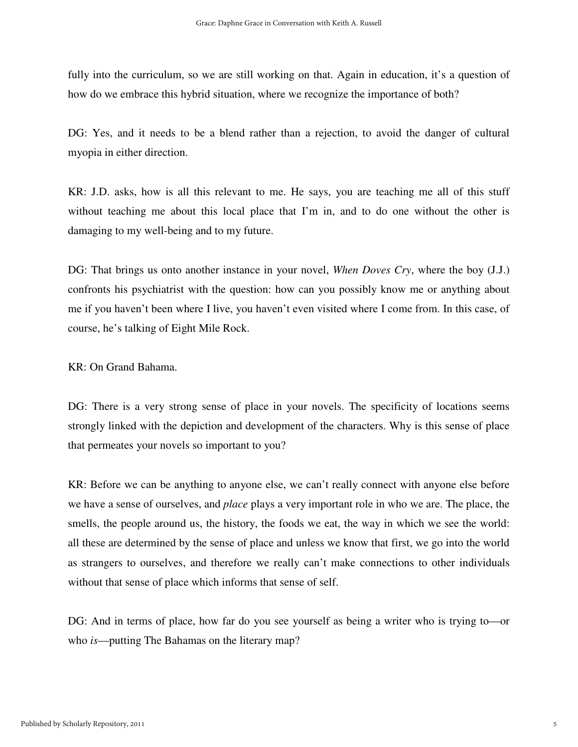fully into the curriculum, so we are still working on that. Again in education, it's a question of how do we embrace this hybrid situation, where we recognize the importance of both?

DG: Yes, and it needs to be a blend rather than a rejection, to avoid the danger of cultural myopia in either direction.

KR: J.D. asks, how is all this relevant to me. He says, you are teaching me all of this stuff without teaching me about this local place that I'm in, and to do one without the other is damaging to my well-being and to my future.

DG: That brings us onto another instance in your novel, *When Doves Cry*, where the boy (J.J.) confronts his psychiatrist with the question: how can you possibly know me or anything about me if you haven't been where I live, you haven't even visited where I come from. In this case, of course, he's talking of Eight Mile Rock.

KR: On Grand Bahama.

DG: There is a very strong sense of place in your novels. The specificity of locations seems strongly linked with the depiction and development of the characters. Why is this sense of place that permeates your novels so important to you?

KR: Before we can be anything to anyone else, we can't really connect with anyone else before we have a sense of ourselves, and *place* plays a very important role in who we are. The place, the smells, the people around us, the history, the foods we eat, the way in which we see the world: all these are determined by the sense of place and unless we know that first, we go into the world as strangers to ourselves, and therefore we really can't make connections to other individuals without that sense of place which informs that sense of self.

DG: And in terms of place, how far do you see yourself as being a writer who is trying to—or who *is*—putting The Bahamas on the literary map?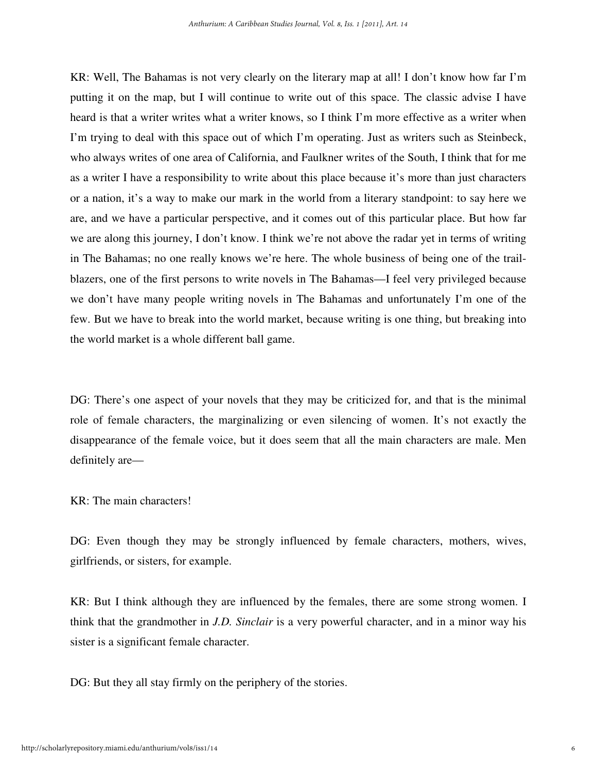KR: Well, The Bahamas is not very clearly on the literary map at all! I don't know how far I'm putting it on the map, but I will continue to write out of this space. The classic advise I have heard is that a writer writes what a writer knows, so I think I'm more effective as a writer when I'm trying to deal with this space out of which I'm operating. Just as writers such as Steinbeck, who always writes of one area of California, and Faulkner writes of the South, I think that for me as a writer I have a responsibility to write about this place because it's more than just characters or a nation, it's a way to make our mark in the world from a literary standpoint: to say here we are, and we have a particular perspective, and it comes out of this particular place. But how far we are along this journey, I don't know. I think we're not above the radar yet in terms of writing in The Bahamas; no one really knows we're here. The whole business of being one of the trail-blazers, one of the first persons to write novels in The Bahamas—I feel very privileged because we don't have many people writing novels in The Bahamas and unfortunately I'm one of the few. But we have to break into the world market, because writing is one thing, but breaking into the world market is a whole different ball game.

DG: There's one aspect of your novels that they may be criticized for, and that is the minimal role of female characters, the marginalizing or even silencing of women. It's not exactly the disappearance of the female voice, but it does seem that all the main characters are male. Men definitely are—

KR: The main characters!

DG: Even though they may be strongly influenced by female characters, mothers, wives, girlfriends, or sisters, for example.

KR: But I think although they are influenced by the females, there are some strong women. I think that the grandmother in *J.D. Sinclair* is a very powerful character, and in a minor way his sister is a significant female character.

DG: But they all stay firmly on the periphery of the stories.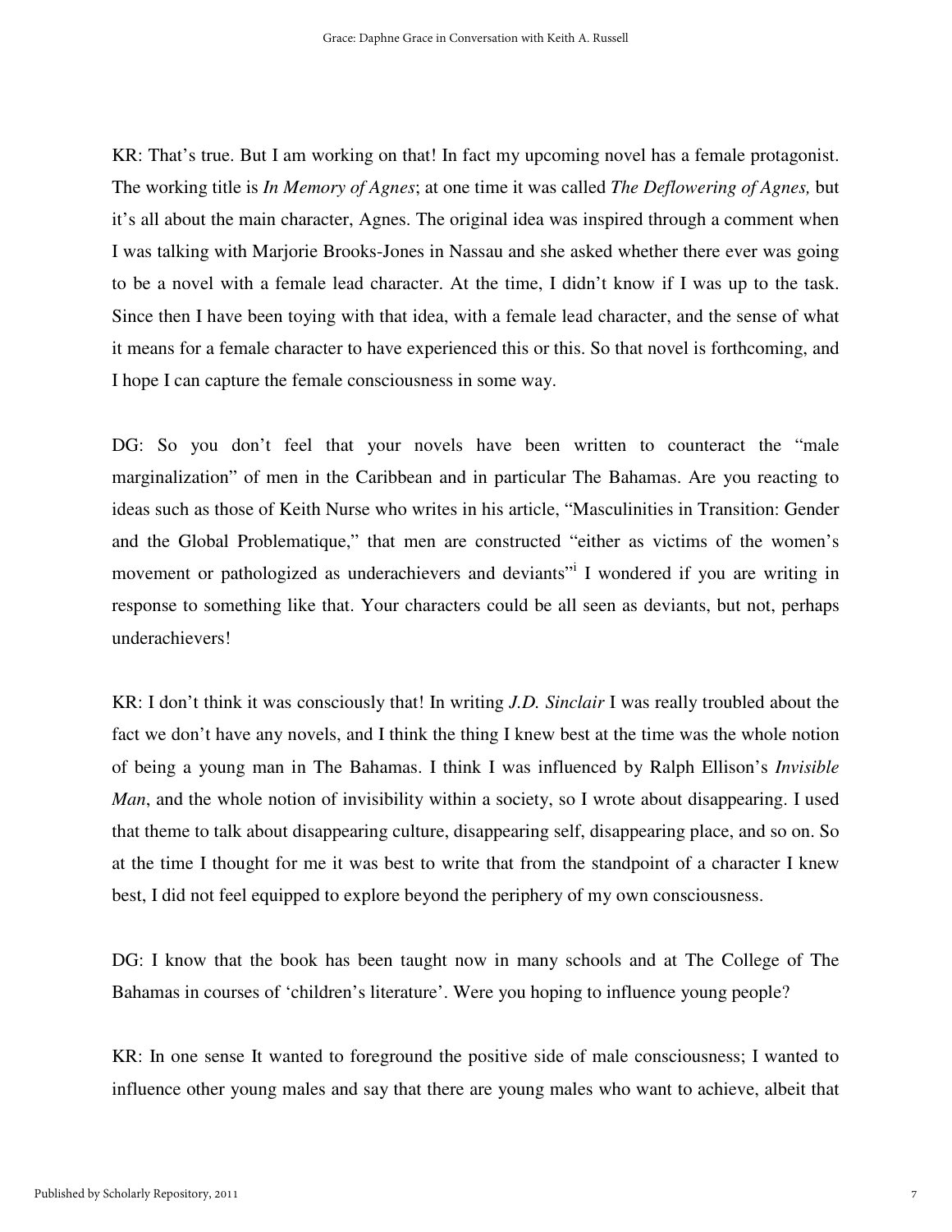KR: That's true. But I am working on that! In fact my upcoming novel has a female protagonist. The working title is *In Memory of Agnes*; at one time it was called *The Deflowering of Agnes,* but it's all about the main character, Agnes. The original idea was inspired through a comment when I was talking with Marjorie Brooks-Jones in Nassau and she asked whether there ever was going to be a novel with a female lead character. At the time, I didn't know if I was up to the task. Since then I have been toying with that idea, with a female lead character, and the sense of what it means for a female character to have experienced this or this. So that novel is forthcoming, and I hope I can capture the female consciousness in some way.

DG: So you don't feel that your novels have been written to counteract the "male marginalization" of men in the Caribbean and in particular The Bahamas. Are you reacting to ideas such as those of Keith Nurse who writes in his article, "Masculinities in Transition: Gender and the Global Problematique," that men are constructed "either as victims of the women's movement or pathologized as underachievers and deviants"[i] I wondered if you are writing in response to something like that. Your characters could be all seen as deviants, but not, perhaps underachievers!

KR: I don't think it was consciously that! In writing *J.D. Sinclair* I was really troubled about the fact we don't have any novels, and I think the thing I knew best at the time was the whole notion of being a young man in The Bahamas. I think I was influenced by Ralph Ellison's *Invisible Man*, and the whole notion of invisibility within a society, so I wrote about disappearing. I used that theme to talk about disappearing culture, disappearing self, disappearing place, and so on. So at the time I thought for me it was best to write that from the standpoint of a character I knew best, I did not feel equipped to explore beyond the periphery of my own consciousness.

DG: I know that the book has been taught now in many schools and at The College of The Bahamas in courses of 'children's literature'. Were you hoping to influence young people?

KR: In one sense It wanted to foreground the positive side of male consciousness; I wanted to influence other young males and say that there are young males who want to achieve, albeit that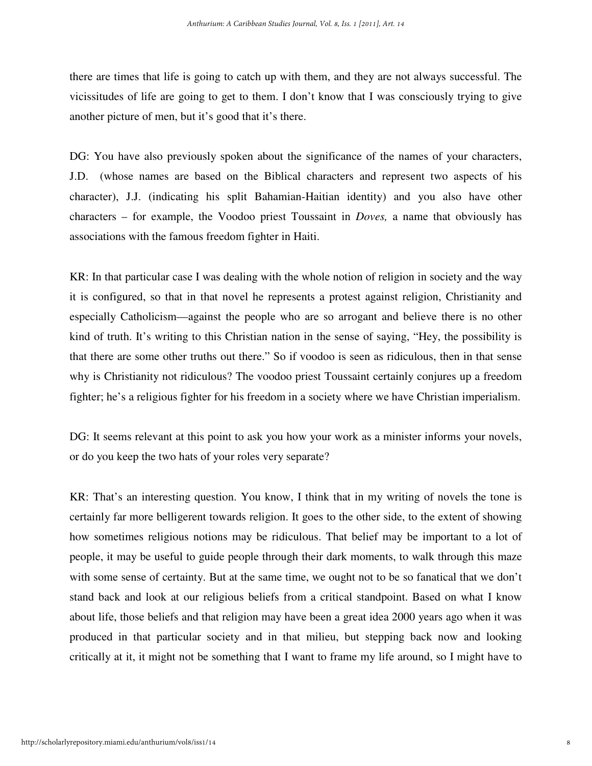there are times that life is going to catch up with them, and they are not always successful. The vicissitudes of life are going to get to them. I don't know that I was consciously trying to give another picture of men, but it's good that it's there.

DG: You have also previously spoken about the significance of the names of your characters, J.D. (whose names are based on the Biblical characters and represent two aspects of his character), J.J. (indicating his split Bahamian-Haitian identity) and you also have other characters – for example, the Voodoo priest Toussaint in *Doves,* a name that obviously has associations with the famous freedom fighter in Haiti.

KR: In that particular case I was dealing with the whole notion of religion in society and the way it is configured, so that in that novel he represents a protest against religion, Christianity and especially Catholicism—against the people who are so arrogant and believe there is no other kind of truth. It's writing to this Christian nation in the sense of saying, "Hey, the possibility is that there are some other truths out there." So if voodoo is seen as ridiculous, then in that sense why is Christianity not ridiculous? The voodoo priest Toussaint certainly conjures up a freedom fighter; he's a religious fighter for his freedom in a society where we have Christian imperialism.

DG: It seems relevant at this point to ask you how your work as a minister informs your novels, or do you keep the two hats of your roles very separate?

KR: That's an interesting question. You know, I think that in my writing of novels the tone is certainly far more belligerent towards religion. It goes to the other side, to the extent of showing how sometimes religious notions may be ridiculous. That belief may be important to a lot of people, it may be useful to guide people through their dark moments, to walk through this maze with some sense of certainty. But at the same time, we ought not to be so fanatical that we don't stand back and look at our religious beliefs from a critical standpoint. Based on what I know about life, those beliefs and that religion may have been a great idea 2000 years ago when it was produced in that particular society and in that milieu, but stepping back now and looking critically at it, it might not be something that I want to frame my life around, so I might have to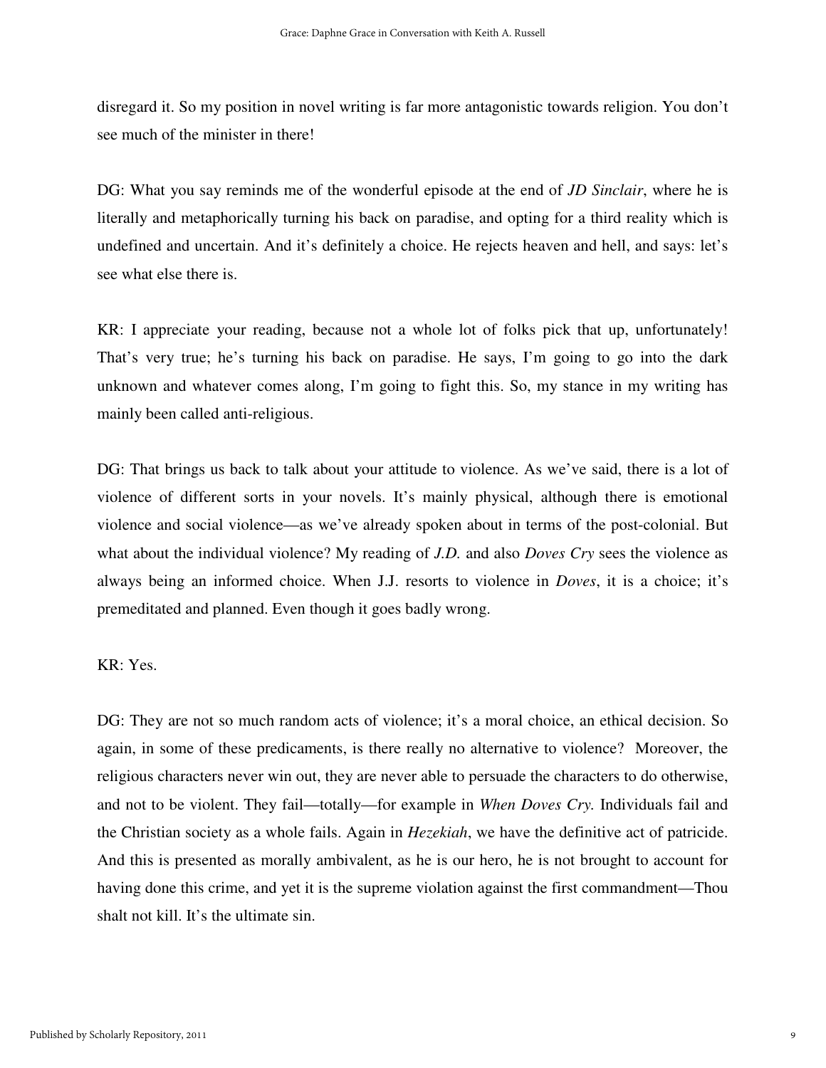disregard it. So my position in novel writing is far more antagonistic towards religion. You don't see much of the minister in there!

DG: What you say reminds me of the wonderful episode at the end of *JD Sinclair*, where he is literally and metaphorically turning his back on paradise, and opting for a third reality which is undefined and uncertain. And it's definitely a choice. He rejects heaven and hell, and says: let's see what else there is.

KR: I appreciate your reading, because not a whole lot of folks pick that up, unfortunately! That's very true; he's turning his back on paradise. He says, I'm going to go into the dark unknown and whatever comes along, I'm going to fight this. So, my stance in my writing has mainly been called anti-religious.

DG: That brings us back to talk about your attitude to violence. As we've said, there is a lot of violence of different sorts in your novels. It's mainly physical, although there is emotional violence and social violence—as we've already spoken about in terms of the post-colonial. But what about the individual violence? My reading of *J.D.* and also *Doves Cry* sees the violence as always being an informed choice. When J.J. resorts to violence in *Doves*, it is a choice; it's premeditated and planned. Even though it goes badly wrong.

KR: Yes.

DG: They are not so much random acts of violence; it's a moral choice, an ethical decision. So again, in some of these predicaments, is there really no alternative to violence? Moreover, the religious characters never win out, they are never able to persuade the characters to do otherwise, and not to be violent. They fail—totally—for example in *When Doves Cry*. Individuals fail and the Christian society as a whole fails. Again in *Hezekiah*, we have the definitive act of patricide. And this is presented as morally ambivalent, as he is our hero, he is not brought to account for having done this crime, and yet it is the supreme violation against the first commandment—Thou shalt not kill. It's the ultimate sin.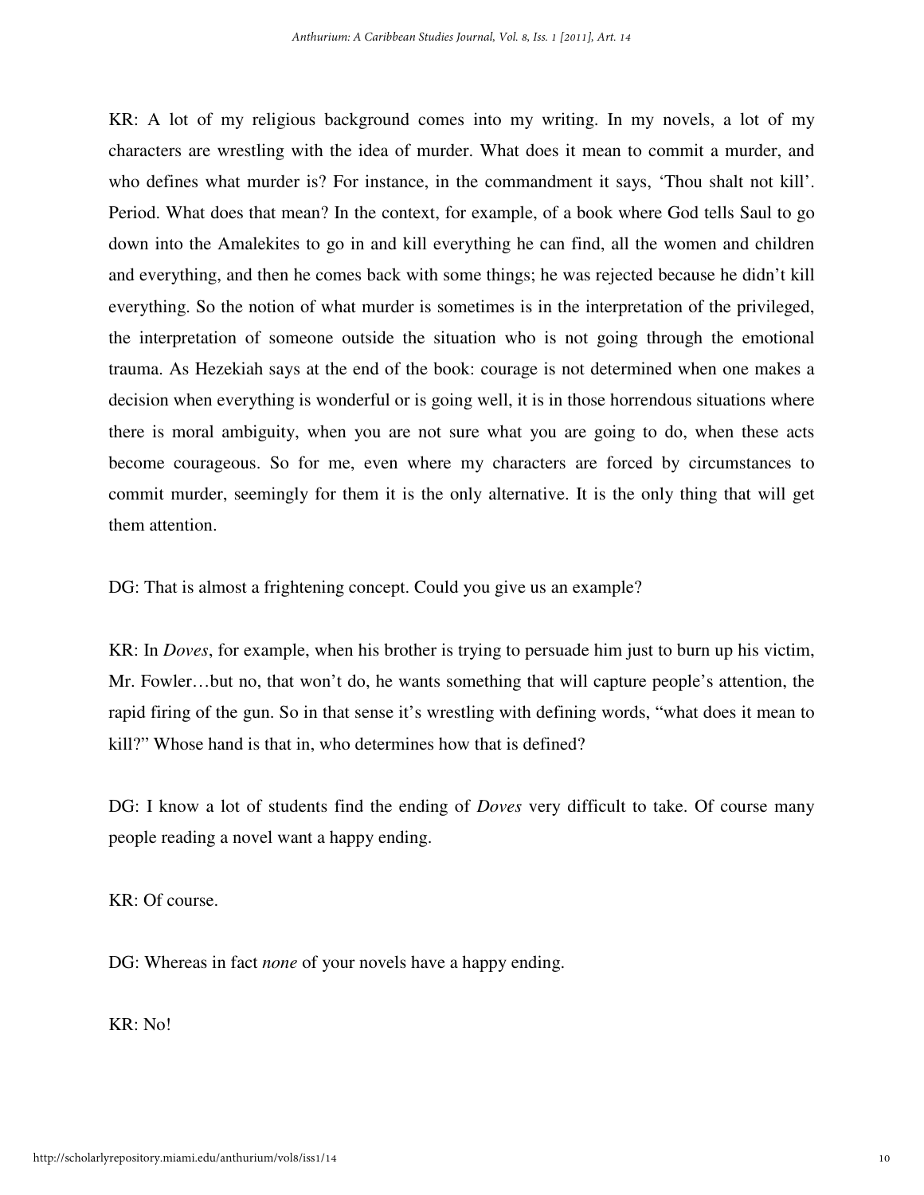KR: A lot of my religious background comes into my writing. In my novels, a lot of my characters are wrestling with the idea of murder. What does it mean to commit a murder, and who defines what murder is? For instance, in the commandment it says, 'Thou shalt not kill'. Period. What does that mean? In the context, for example, of a book where God tells Saul to go down into the Amalekites to go in and kill everything he can find, all the women and children and everything, and then he comes back with some things; he was rejected because he didn't kill everything. So the notion of what murder is sometimes is in the interpretation of the privileged, the interpretation of someone outside the situation who is not going through the emotional trauma. As Hezekiah says at the end of the book: courage is not determined when one makes a decision when everything is wonderful or is going well, it is in those horrendous situations where there is moral ambiguity, when you are not sure what you are going to do, when these acts become courageous. So for me, even where my characters are forced by circumstances to commit murder, seemingly for them it is the only alternative. It is the only thing that will get them attention.

DG: That is almost a frightening concept. Could you give us an example?

KR: In *Doves*, for example, when his brother is trying to persuade him just to burn up his victim, Mr. Fowler…but no, that won't do, he wants something that will capture people's attention, the rapid firing of the gun. So in that sense it's wrestling with defining words, "what does it mean to kill?" Whose hand is that in, who determines how that is defined?

DG: I know a lot of students find the ending of *Doves* very difficult to take. Of course many people reading a novel want a happy ending.

KR: Of course.

DG: Whereas in fact *none* of your novels have a happy ending.

KR: No!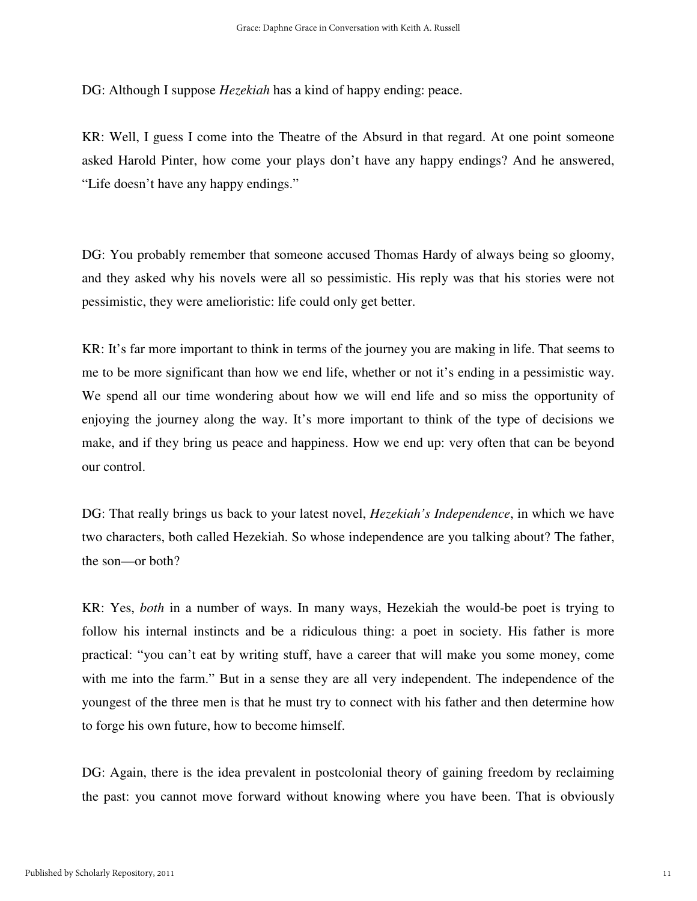DG: Although I suppose *Hezekiah* has a kind of happy ending: peace.

KR: Well, I guess I come into the Theatre of the Absurd in that regard. At one point someone asked Harold Pinter, how come your plays don't have any happy endings? And he answered, "Life doesn't have any happy endings."

DG: You probably remember that someone accused Thomas Hardy of always being so gloomy, and they asked why his novels were all so pessimistic. His reply was that his stories were not pessimistic, they were amelioristic: life could only get better.

KR: It's far more important to think in terms of the journey you are making in life. That seems to me to be more significant than how we end life, whether or not it's ending in a pessimistic way. We spend all our time wondering about how we will end life and so miss the opportunity of enjoying the journey along the way. It's more important to think of the type of decisions we make, and if they bring us peace and happiness. How we end up: very often that can be beyond our control.

DG: That really brings us back to your latest novel, *Hezekiah's Independence*, in which we have two characters, both called Hezekiah. So whose independence are you talking about? The father, the son—or both?

KR: Yes, *both* in a number of ways. In many ways, Hezekiah the would-be poet is trying to follow his internal instincts and be a ridiculous thing: a poet in society. His father is more practical: "you can't eat by writing stuff, have a career that will make you some money, come with me into the farm." But in a sense they are all very independent. The independence of the youngest of the three men is that he must try to connect with his father and then determine how to forge his own future, how to become himself.

DG: Again, there is the idea prevalent in postcolonial theory of gaining freedom by reclaiming the past: you cannot move forward without knowing where you have been. That is obviously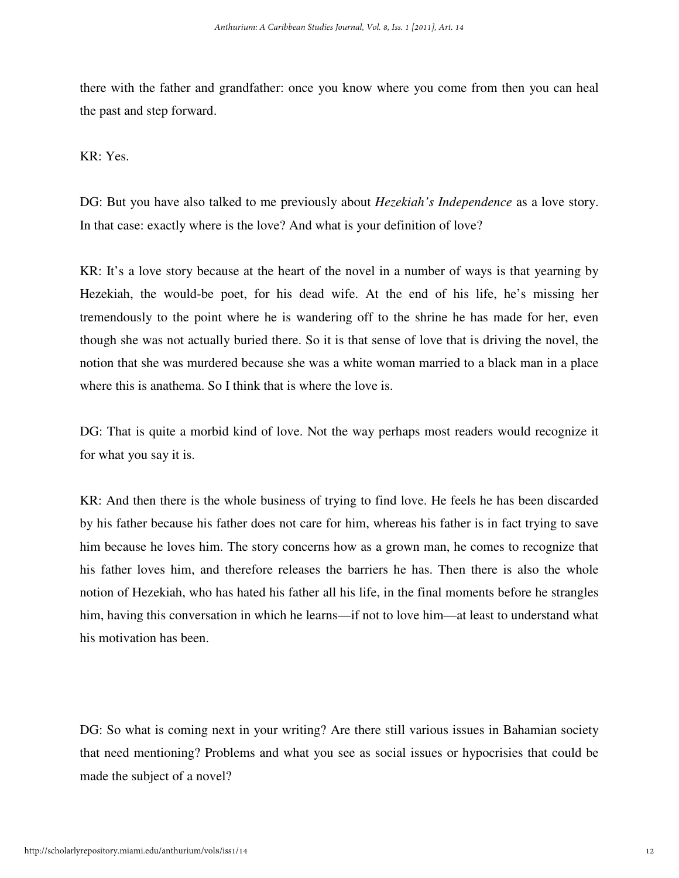there with the father and grandfather: once you know where you come from then you can heal the past and step forward.

KR: Yes.

DG: But you have also talked to me previously about *Hezekiah's Independence* as a love story. In that case: exactly where is the love? And what is your definition of love?

KR: It's a love story because at the heart of the novel in a number of ways is that yearning by Hezekiah, the would-be poet, for his dead wife. At the end of his life, he's missing her tremendously to the point where he is wandering off to the shrine he has made for her, even though she was not actually buried there. So it is that sense of love that is driving the novel, the notion that she was murdered because she was a white woman married to a black man in a place where this is anathema. So I think that is where the love is.

DG: That is quite a morbid kind of love. Not the way perhaps most readers would recognize it for what you say it is.

KR: And then there is the whole business of trying to find love. He feels he has been discarded by his father because his father does not care for him, whereas his father is in fact trying to save him because he loves him. The story concerns how as a grown man, he comes to recognize that his father loves him, and therefore releases the barriers he has. Then there is also the whole notion of Hezekiah, who has hated his father all his life, in the final moments before he strangles him, having this conversation in which he learns—if not to love him—at least to understand what his motivation has been.

DG: So what is coming next in your writing? Are there still various issues in Bahamian society that need mentioning? Problems and what you see as social issues or hypocrisies that could be made the subject of a novel?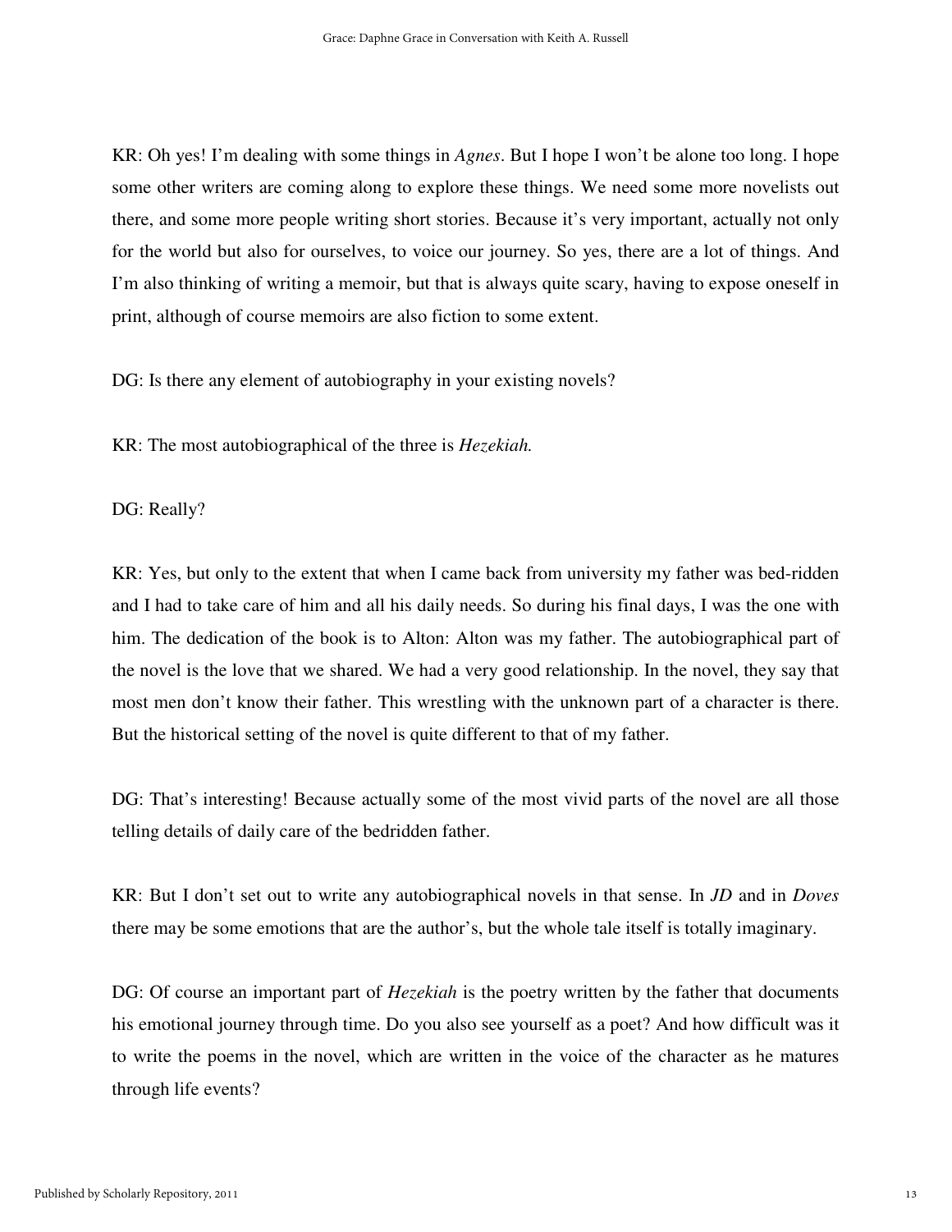KR: Oh yes! I'm dealing with some things in *Agnes*. But I hope I won't be alone too long. I hope some other writers are coming along to explore these things. We need some more novelists out there, and some more people writing short stories. Because it's very important, actually not only for the world but also for ourselves, to voice our journey. So yes, there are a lot of things. And I'm also thinking of writing a memoir, but that is always quite scary, having to expose oneself in print, although of course memoirs are also fiction to some extent.

DG: Is there any element of autobiography in your existing novels?

KR: The most autobiographical of the three is *Hezekiah.*

DG: Really?

KR: Yes, but only to the extent that when I came back from university my father was bed-ridden and I had to take care of him and all his daily needs. So during his final days, I was the one with him. The dedication of the book is to Alton: Alton was my father. The autobiographical part of the novel is the love that we shared. We had a very good relationship. In the novel, they say that most men don't know their father. This wrestling with the unknown part of a character is there. But the historical setting of the novel is quite different to that of my father.

DG: That's interesting! Because actually some of the most vivid parts of the novel are all those telling details of daily care of the bedridden father.

KR: But I don't set out to write any autobiographical novels in that sense. In *JD* and in *Doves* there may be some emotions that are the author's, but the whole tale itself is totally imaginary.

DG: Of course an important part of *Hezekiah* is the poetry written by the father that documents his emotional journey through time. Do you also see yourself as a poet? And how difficult was it to write the poems in the novel, which are written in the voice of the character as he matures through life events?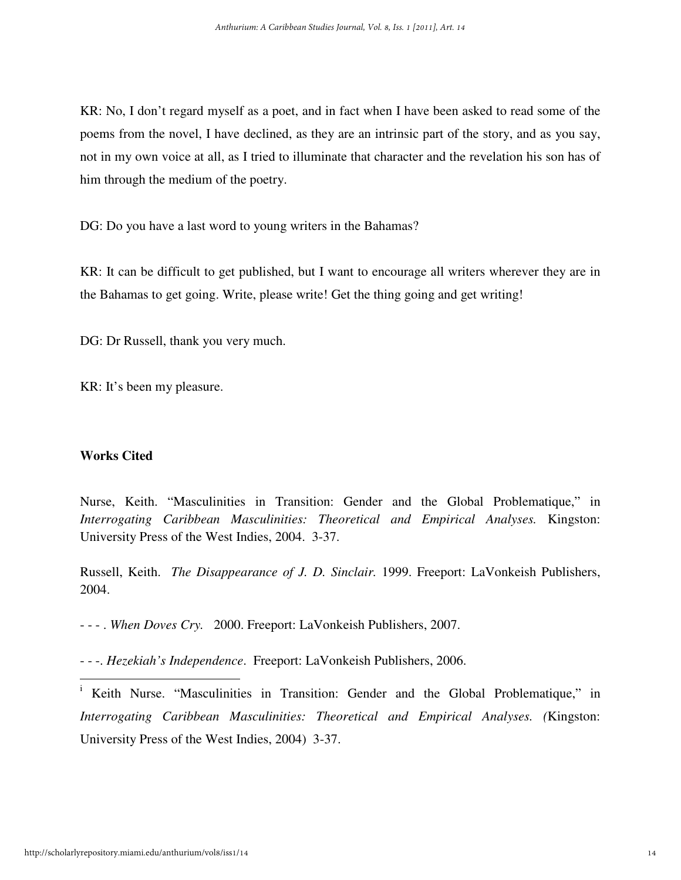KR: No, I don't regard myself as a poet, and in fact when I have been asked to read some of the poems from the novel, I have declined, as they are an intrinsic part of the story, and as you say, not in my own voice at all, as I tried to illuminate that character and the revelation his son has of him through the medium of the poetry.

DG: Do you have a last word to young writers in the Bahamas?

KR: It can be difficult to get published, but I want to encourage all writers wherever they are in the Bahamas to get going. Write, please write! Get the thing going and get writing!

DG: Dr Russell, thank you very much.

KR: It's been my pleasure.

**Works Cited**

Nurse, Keith. "Masculinities in Transition: Gender and the Global Problematique," in *Interrogating Caribbean Masculinities: Theoretical and Empirical Analyses.* Kingston: University Press of the West Indies, 2004. 3-37.

Russell, Keith. *The Disappearance of J. D. Sinclair.* 1999. Freeport: LaVonkeish Publishers, 2004.

- - - . *When Doves Cry.* 2000. Freeport: LaVonkeish Publishers, 2007.

- - -. *Hezekiah's Independence*. Freeport: LaVonkeish Publishers, 2006.

---

[i] Keith Nurse. "Masculinities in Transition: Gender and the Global Problematique," in *Interrogating Caribbean Masculinities: Theoretical and Empirical Analyses. (*Kingston: University Press of the West Indies, 2004) 3-37.